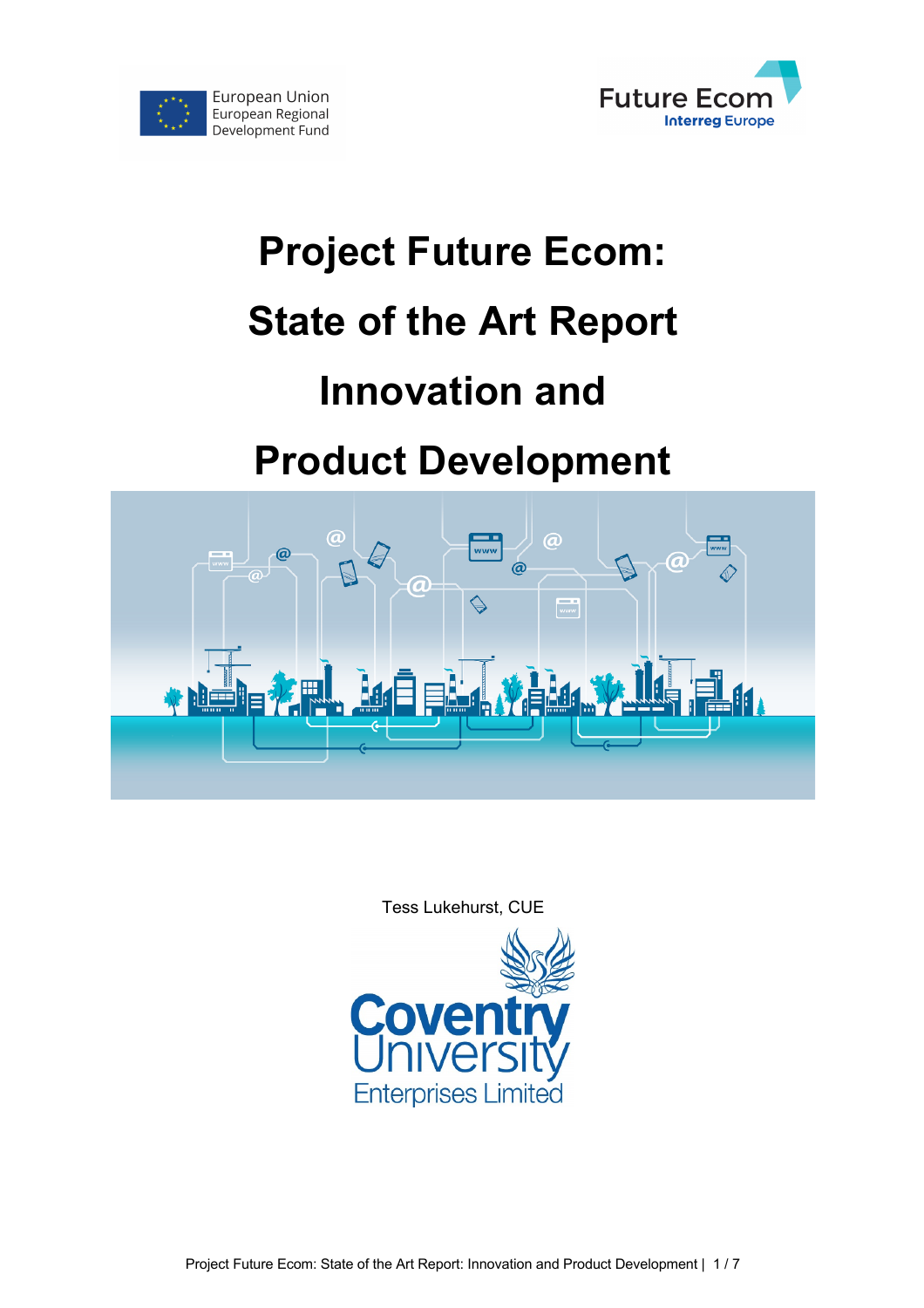European Union
European Regional
Development Fund

Future Ecom
Interreg Europe

# Project Future Ecom: State of the Art Report Innovation and Product Development

Tess Lukehurst, CUE

Coventry University Enterprises Limited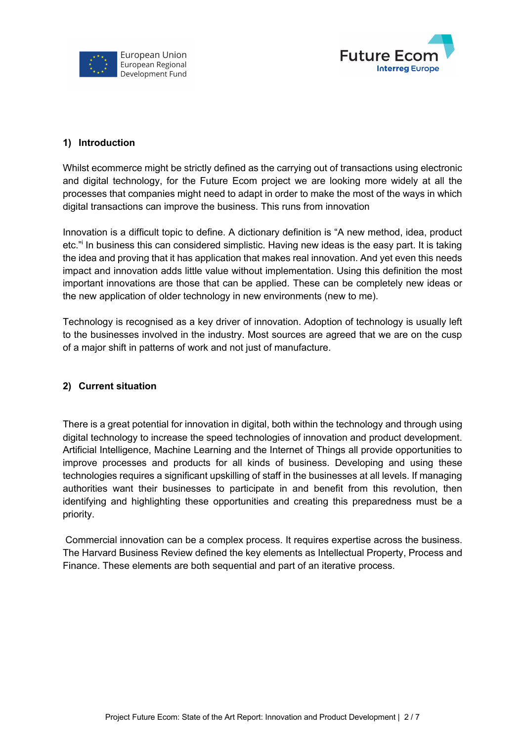## 1) Introduction

Whilst ecommerce might be strictly defined as the carrying out of transactions using electronic and digital technology, for the Future Ecom project we are looking more widely at all the processes that companies might need to adapt in order to make the most of the ways in which digital transactions can improve the business. This runs from innovation

Innovation is a difficult topic to define. A dictionary definition is "A new method, idea, product etc."[i] In business this can considered simplistic. Having new ideas is the easy part. It is taking the idea and proving that it has application that makes real innovation. And yet even this needs impact and innovation adds little value without implementation. Using this definition the most important innovations are those that can be applied. These can be completely new ideas or the new application of older technology in new environments (new to me).

Technology is recognised as a key driver of innovation. Adoption of technology is usually left to the businesses involved in the industry. Most sources are agreed that we are on the cusp of a major shift in patterns of work and not just of manufacture.

## 2) Current situation

There is a great potential for innovation in digital, both within the technology and through using digital technology to increase the speed technologies of innovation and product development. Artificial Intelligence, Machine Learning and the Internet of Things all provide opportunities to improve processes and products for all kinds of business. Developing and using these technologies requires a significant upskilling of staff in the businesses at all levels. If managing authorities want their businesses to participate in and benefit from this revolution, then identifying and highlighting these opportunities and creating this preparedness must be a priority.

Commercial innovation can be a complex process. It requires expertise across the business. The Harvard Business Review defined the key elements as Intellectual Property, Process and Finance. These elements are both sequential and part of an iterative process.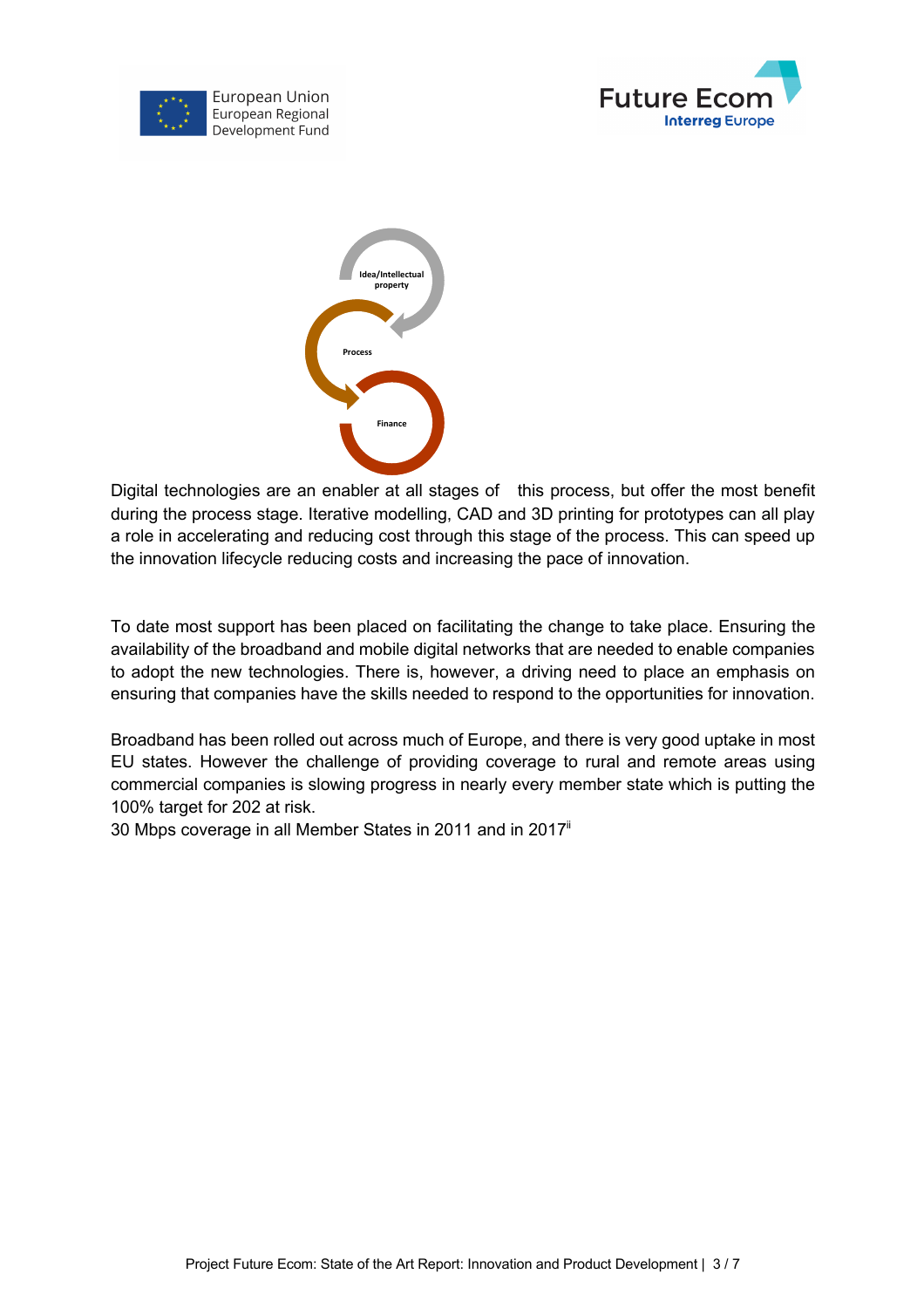Idea/Intellectual property

Process

Finance

Digital technologies are an enabler at all stages of this process, but offer the most benefit during the process stage. Iterative modelling, CAD and 3D printing for prototypes can all play a role in accelerating and reducing cost through this stage of the process. This can speed up the innovation lifecycle reducing costs and increasing the pace of innovation.

To date most support has been placed on facilitating the change to take place. Ensuring the availability of the broadband and mobile digital networks that are needed to enable companies to adopt the new technologies. There is, however, a driving need to place an emphasis on ensuring that companies have the skills needed to respond to the opportunities for innovation.

Broadband has been rolled out across much of Europe, and there is very good uptake in most EU states. However the challenge of providing coverage to rural and remote areas using commercial companies is slowing progress in nearly every member state which is putting the 100% target for 202 at risk.

30 Mbps coverage in all Member States in 2011 and in 2017[ii]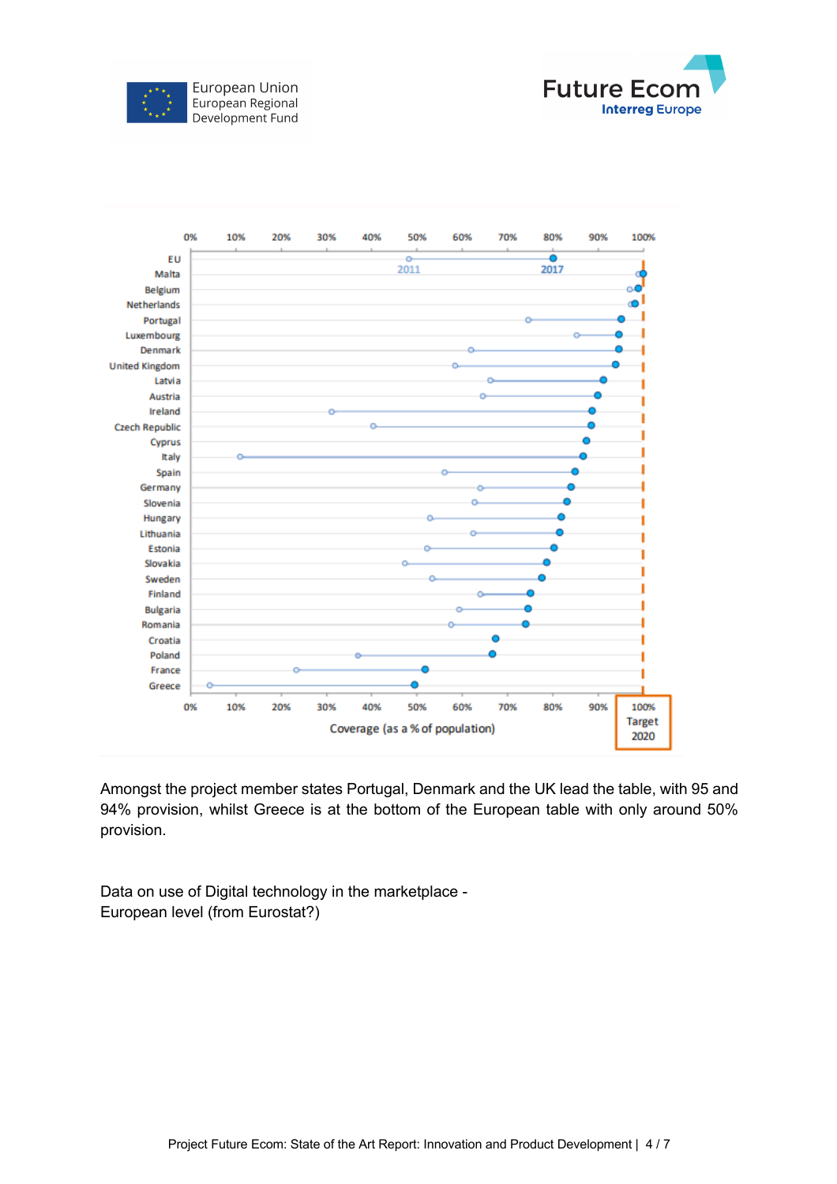Amongst the project member states Portugal, Denmark and the UK lead the table, with 95 and 94% provision, whilst Greece is at the bottom of the European table with only around 50% provision.

Data on use of Digital technology in the marketplace - European level (from Eurostat?)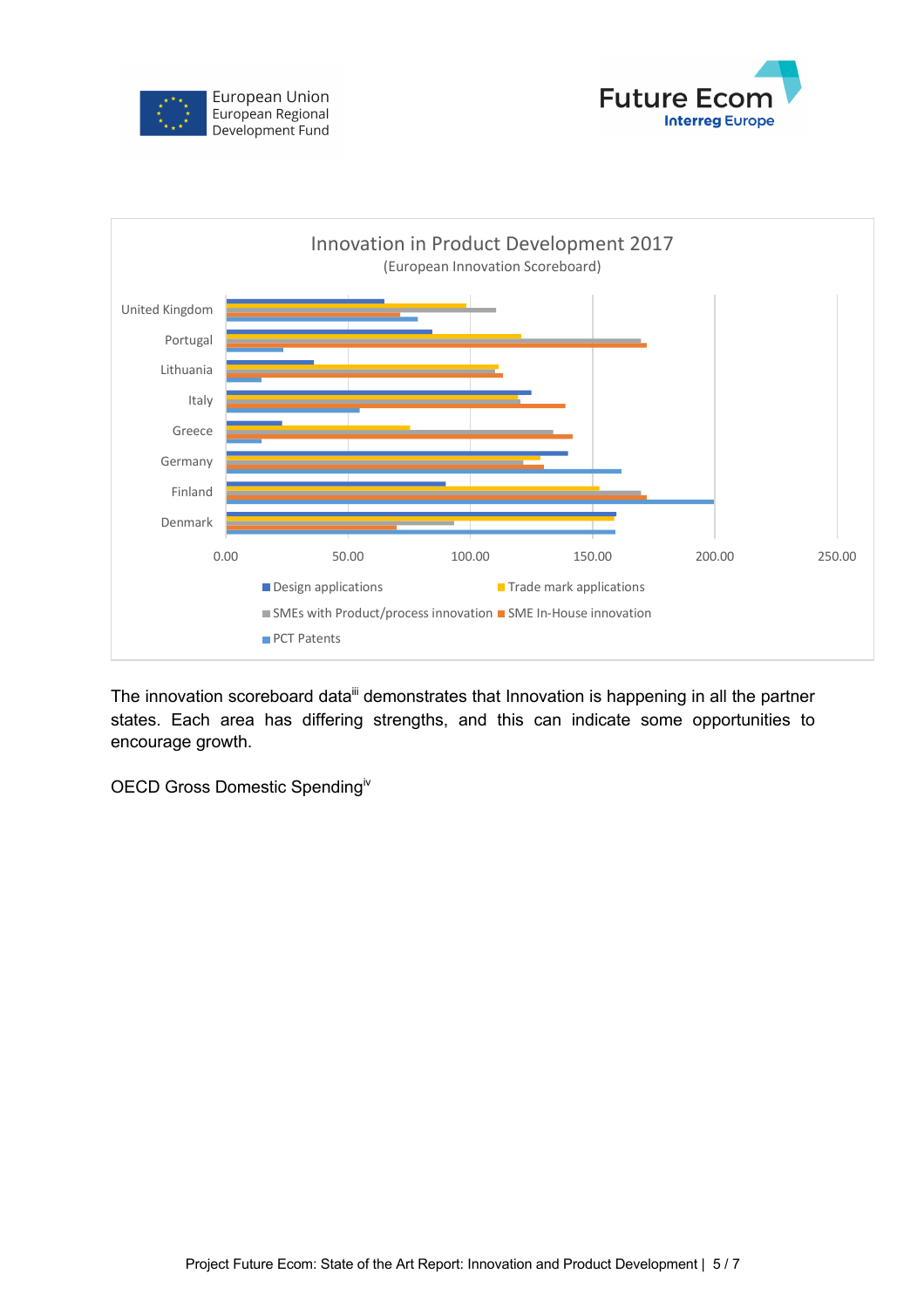The innovation scoreboard data[iii] demonstrates that Innovation is happening in all the partner states. Each area has differing strengths, and this can indicate some opportunities to encourage growth.

OECD Gross Domestic Spending[iv]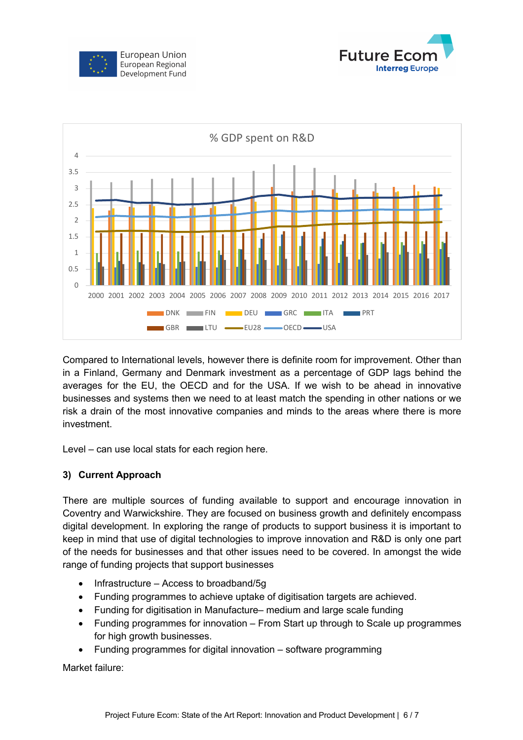Compared to International levels, however there is definite room for improvement. Other than in a Finland, Germany and Denmark investment as a percentage of GDP lags behind the averages for the EU, the OECD and for the USA. If we wish to be ahead in innovative businesses and systems then we need to at least match the spending in other nations or we risk a drain of the most innovative companies and minds to the areas where there is more investment.

Level – can use local stats for each region here.

### 3) Current Approach

There are multiple sources of funding available to support and encourage innovation in Coventry and Warwickshire. They are focused on business growth and definitely encompass digital development. In exploring the range of products to support business it is important to keep in mind that use of digital technologies to improve innovation and R&D is only one part of the needs for businesses and that other issues need to be covered. In amongst the wide range of funding projects that support businesses

- Infrastructure – Access to broadband/5g
- Funding programmes to achieve uptake of digitisation targets are achieved.
- Funding for digitisation in Manufacture– medium and large scale funding
- Funding programmes for innovation – From Start up through to Scale up programmes for high growth businesses.
- Funding programmes for digital innovation – software programming

Market failure: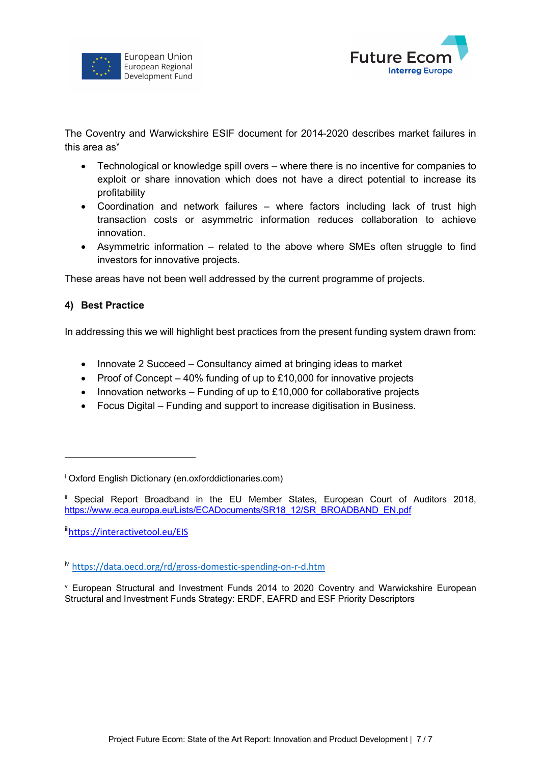The Coventry and Warwickshire ESIF document for 2014-2020 describes market failures in this area as[v]

- Technological or knowledge spill overs – where there is no incentive for companies to exploit or share innovation which does not have a direct potential to increase its profitability
- Coordination and network failures – where factors including lack of trust high transaction costs or asymmetric information reduces collaboration to achieve innovation.
- Asymmetric information – related to the above where SMEs often struggle to find investors for innovative projects.

These areas have not been well addressed by the current programme of projects.

**4) Best Practice**

In addressing this we will highlight best practices from the present funding system drawn from:

- Innovate 2 Succeed – Consultancy aimed at bringing ideas to market
- Proof of Concept – 40% funding of up to £10,000 for innovative projects
- Innovation networks – Funding of up to £10,000 for collaborative projects
- Focus Digital – Funding and support to increase digitisation in Business.

---

[i] Oxford English Dictionary (en.oxforddictionaries.com)

[ii] Special Report Broadband in the EU Member States, European Court of Auditors 2018, https://www.eca.europa.eu/Lists/ECADocuments/SR18_12/SR_BROADBAND_EN.pdf

[iii] https://interactivetool.eu/EIS

[iv] https://data.oecd.org/rd/gross-domestic-spending-on-r-d.htm

[v] European Structural and Investment Funds 2014 to 2020 Coventry and Warwickshire European Structural and Investment Funds Strategy: ERDF, EAFRD and ESF Priority Descriptors